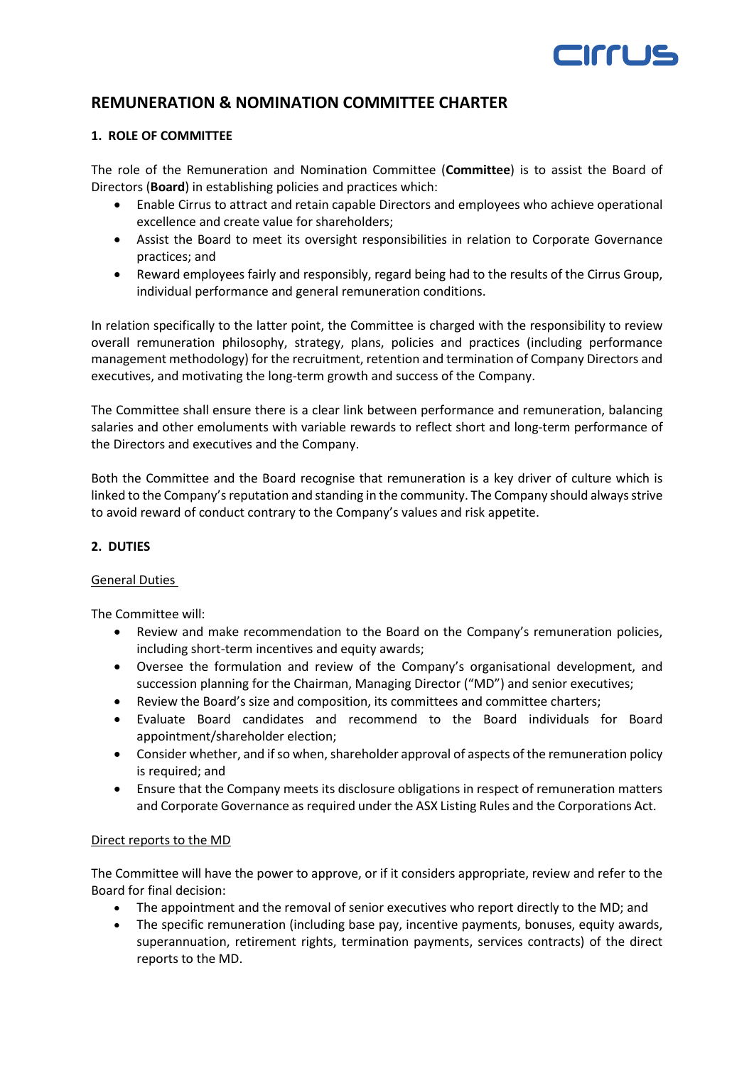# REMUNERATION & NOMINATION COMMITTEE CHARTER

## 1. ROLE OF COMMITTEE

The role of the Remuneration and Nomination Committee (**Committee**) is to assist the Board of Directors (**Board**) in establishing policies and practices which:

- Enable Cirrus to attract and retain capable Directors and employees who achieve operational excellence and create value for shareholders;
- Assist the Board to meet its oversight responsibilities in relation to Corporate Governance practices; and
- Reward employees fairly and responsibly, regard being had to the results of the Cirrus Group, individual performance and general remuneration conditions.

In relation specifically to the latter point, the Committee is charged with the responsibility to review overall remuneration philosophy, strategy, plans, policies and practices (including performance management methodology) for the recruitment, retention and termination of Company Directors and executives, and motivating the long-term growth and success of the Company.

The Committee shall ensure there is a clear link between performance and remuneration, balancing salaries and other emoluments with variable rewards to reflect short and long-term performance of the Directors and executives and the Company.

Both the Committee and the Board recognise that remuneration is a key driver of culture which is linked to the Company's reputation and standing in the community. The Company should always strive to avoid reward of conduct contrary to the Company's values and risk appetite.

## 2. DUTIES

### General Duties

The Committee will:

- Review and make recommendation to the Board on the Company's remuneration policies, including short-term incentives and equity awards;
- Oversee the formulation and review of the Company's organisational development, and succession planning for the Chairman, Managing Director ("MD") and senior executives;
- Review the Board's size and composition, its committees and committee charters;
- Evaluate Board candidates and recommend to the Board individuals for Board appointment/shareholder election;
- Consider whether, and if so when, shareholder approval of aspects of the remuneration policy is required; and
- Ensure that the Company meets its disclosure obligations in respect of remuneration matters and Corporate Governance as required under the ASX Listing Rules and the Corporations Act.

### Direct reports to the MD

The Committee will have the power to approve, or if it considers appropriate, review and refer to the Board for final decision:

- The appointment and the removal of senior executives who report directly to the MD; and
- The specific remuneration (including base pay, incentive payments, bonuses, equity awards, superannuation, retirement rights, termination payments, services contracts) of the direct reports to the MD.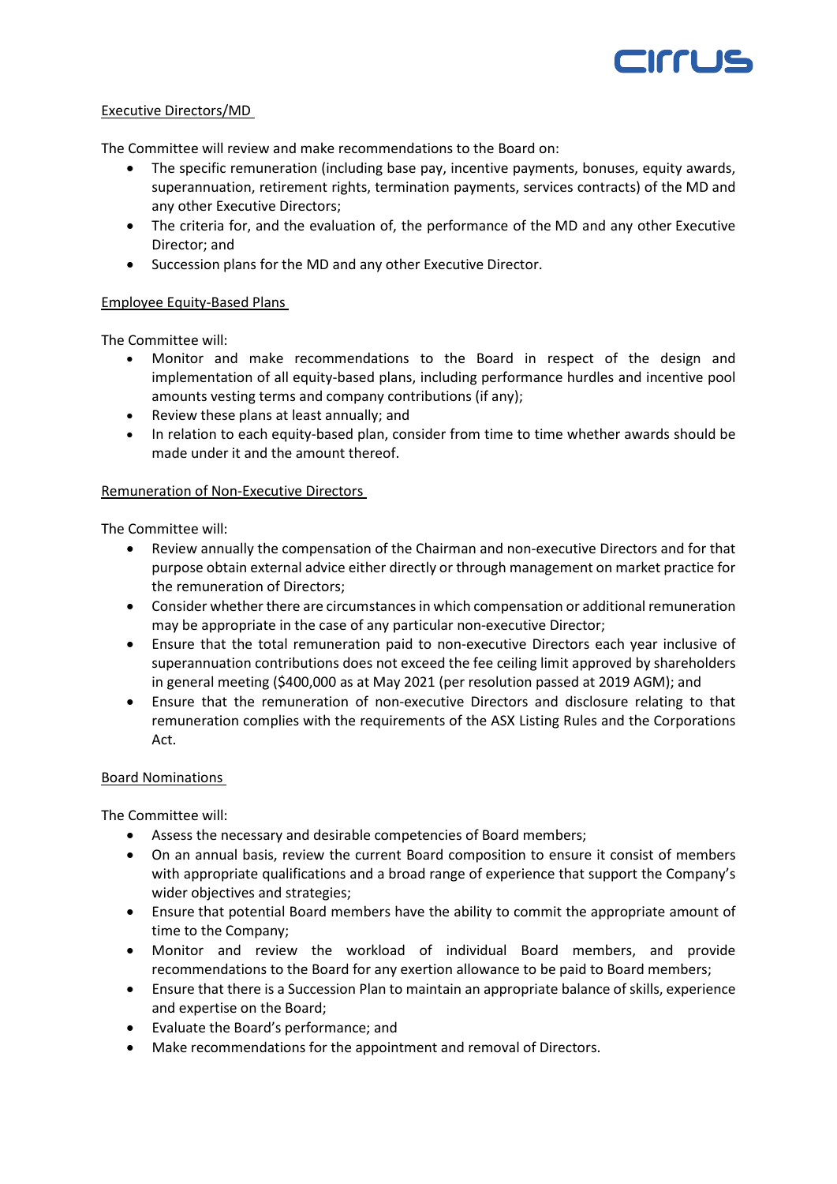<u>Executive Directors/MD</u>

The Committee will review and make recommendations to the Board on:

- The specific remuneration (including base pay, incentive payments, bonuses, equity awards, superannuation, retirement rights, termination payments, services contracts) of the MD and any other Executive Directors;
- The criteria for, and the evaluation of, the performance of the MD and any other Executive Director; and
- Succession plans for the MD and any other Executive Director.

<u>Employee Equity-Based Plans</u>

The Committee will:

- Monitor and make recommendations to the Board in respect of the design and implementation of all equity-based plans, including performance hurdles and incentive pool amounts vesting terms and company contributions (if any);
- Review these plans at least annually; and
- In relation to each equity-based plan, consider from time to time whether awards should be made under it and the amount thereof.

<u>Remuneration of Non-Executive Directors</u>

The Committee will:

- Review annually the compensation of the Chairman and non-executive Directors and for that purpose obtain external advice either directly or through management on market practice for the remuneration of Directors;
- Consider whether there are circumstances in which compensation or additional remuneration may be appropriate in the case of any particular non-executive Director;
- Ensure that the total remuneration paid to non-executive Directors each year inclusive of superannuation contributions does not exceed the fee ceiling limit approved by shareholders in general meeting ($400,000 as at May 2021 (per resolution passed at 2019 AGM); and
- Ensure that the remuneration of non-executive Directors and disclosure relating to that remuneration complies with the requirements of the ASX Listing Rules and the Corporations Act.

<u>Board Nominations</u>

The Committee will:

- Assess the necessary and desirable competencies of Board members;
- On an annual basis, review the current Board composition to ensure it consist of members with appropriate qualifications and a broad range of experience that support the Company's wider objectives and strategies;
- Ensure that potential Board members have the ability to commit the appropriate amount of time to the Company;
- Monitor and review the workload of individual Board members, and provide recommendations to the Board for any exertion allowance to be paid to Board members;
- Ensure that there is a Succession Plan to maintain an appropriate balance of skills, experience and expertise on the Board;
- Evaluate the Board's performance; and
- Make recommendations for the appointment and removal of Directors.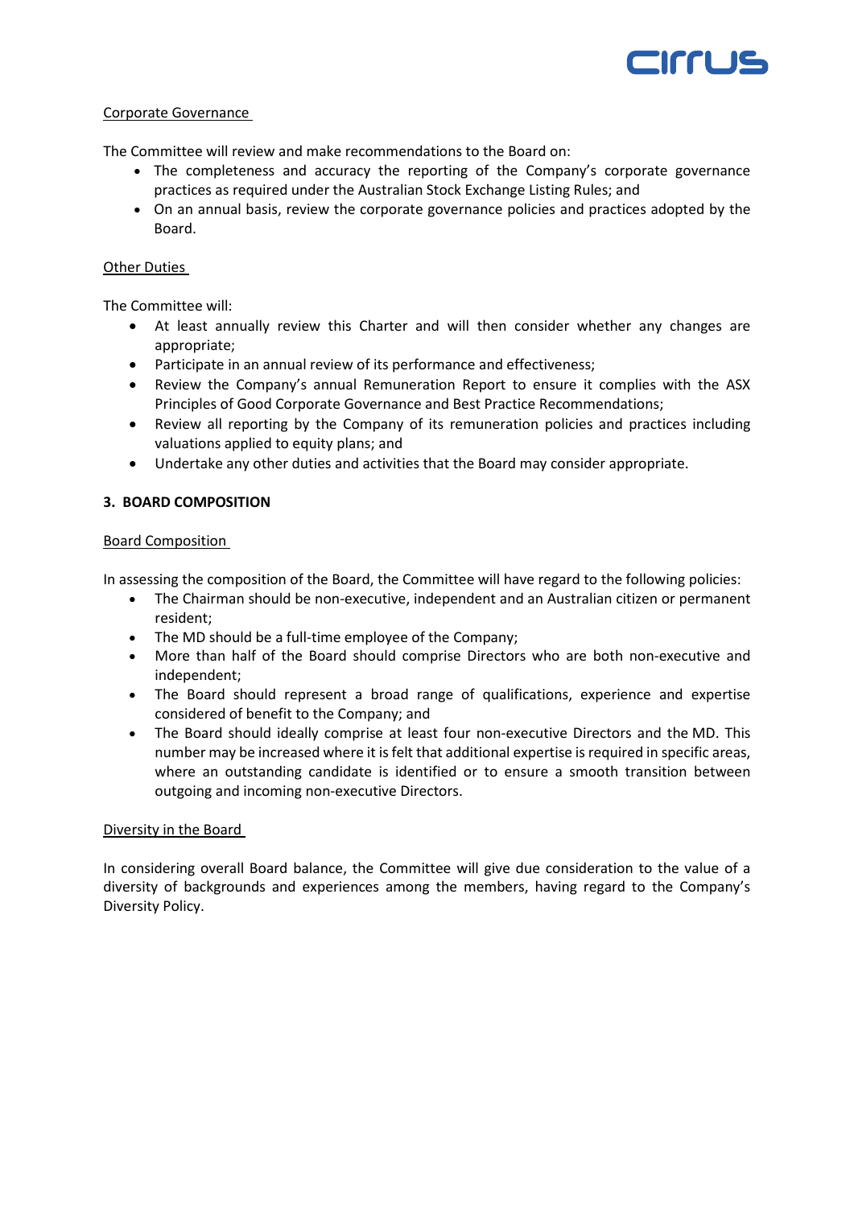Corporate Governance

The Committee will review and make recommendations to the Board on:

- The completeness and accuracy the reporting of the Company's corporate governance practices as required under the Australian Stock Exchange Listing Rules; and
- On an annual basis, review the corporate governance policies and practices adopted by the Board.

Other Duties

The Committee will:

- At least annually review this Charter and will then consider whether any changes are appropriate;
- Participate in an annual review of its performance and effectiveness;
- Review the Company's annual Remuneration Report to ensure it complies with the ASX Principles of Good Corporate Governance and Best Practice Recommendations;
- Review all reporting by the Company of its remuneration policies and practices including valuations applied to equity plans; and
- Undertake any other duties and activities that the Board may consider appropriate.

**3. BOARD COMPOSITION**

Board Composition

In assessing the composition of the Board, the Committee will have regard to the following policies:

- The Chairman should be non-executive, independent and an Australian citizen or permanent resident;
- The MD should be a full-time employee of the Company;
- More than half of the Board should comprise Directors who are both non-executive and independent;
- The Board should represent a broad range of qualifications, experience and expertise considered of benefit to the Company; and
- The Board should ideally comprise at least four non-executive Directors and the MD. This number may be increased where it is felt that additional expertise is required in specific areas, where an outstanding candidate is identified or to ensure a smooth transition between outgoing and incoming non-executive Directors.

Diversity in the Board

In considering overall Board balance, the Committee will give due consideration to the value of a diversity of backgrounds and experiences among the members, having regard to the Company's Diversity Policy.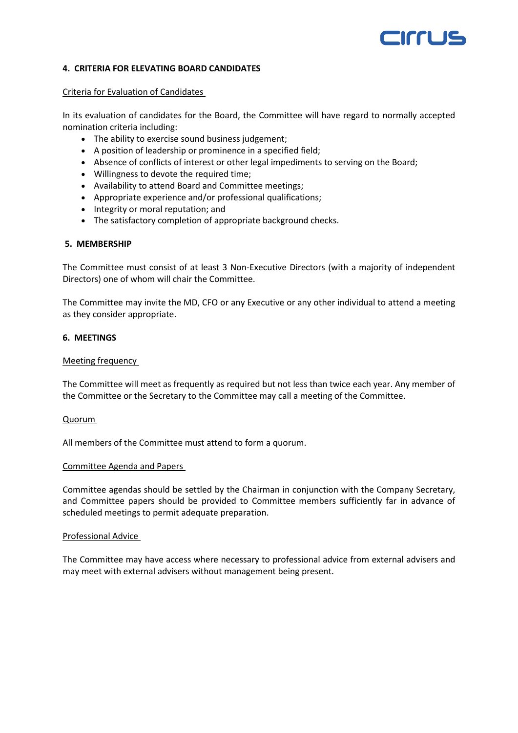## 4. CRITERIA FOR ELEVATING BOARD CANDIDATES

Criteria for Evaluation of Candidates

In its evaluation of candidates for the Board, the Committee will have regard to normally accepted nomination criteria including:

- The ability to exercise sound business judgement;
- A position of leadership or prominence in a specified field;
- Absence of conflicts of interest or other legal impediments to serving on the Board;
- Willingness to devote the required time;
- Availability to attend Board and Committee meetings;
- Appropriate experience and/or professional qualifications;
- Integrity or moral reputation; and
- The satisfactory completion of appropriate background checks.

## 5. MEMBERSHIP

The Committee must consist of at least 3 Non-Executive Directors (with a majority of independent Directors) one of whom will chair the Committee.

The Committee may invite the MD, CFO or any Executive or any other individual to attend a meeting as they consider appropriate.

## 6. MEETINGS

Meeting frequency

The Committee will meet as frequently as required but not less than twice each year. Any member of the Committee or the Secretary to the Committee may call a meeting of the Committee.

Quorum

All members of the Committee must attend to form a quorum.

Committee Agenda and Papers

Committee agendas should be settled by the Chairman in conjunction with the Company Secretary, and Committee papers should be provided to Committee members sufficiently far in advance of scheduled meetings to permit adequate preparation.

Professional Advice

The Committee may have access where necessary to professional advice from external advisers and may meet with external advisers without management being present.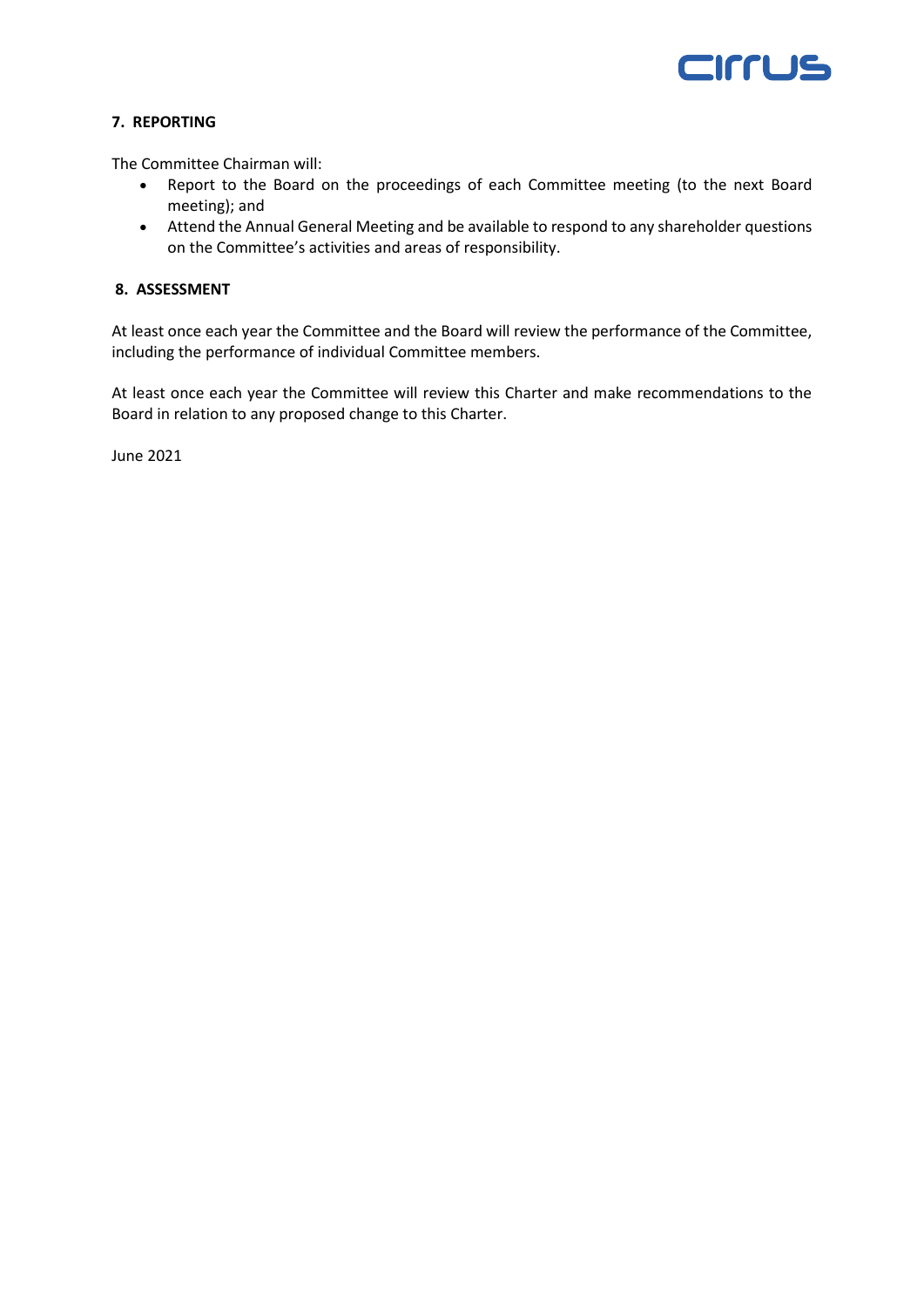## 7. REPORTING

The Committee Chairman will:

- Report to the Board on the proceedings of each Committee meeting (to the next Board meeting); and
- Attend the Annual General Meeting and be available to respond to any shareholder questions on the Committee's activities and areas of responsibility.

## 8. ASSESSMENT

At least once each year the Committee and the Board will review the performance of the Committee, including the performance of individual Committee members.

At least once each year the Committee will review this Charter and make recommendations to the Board in relation to any proposed change to this Charter.

June 2021